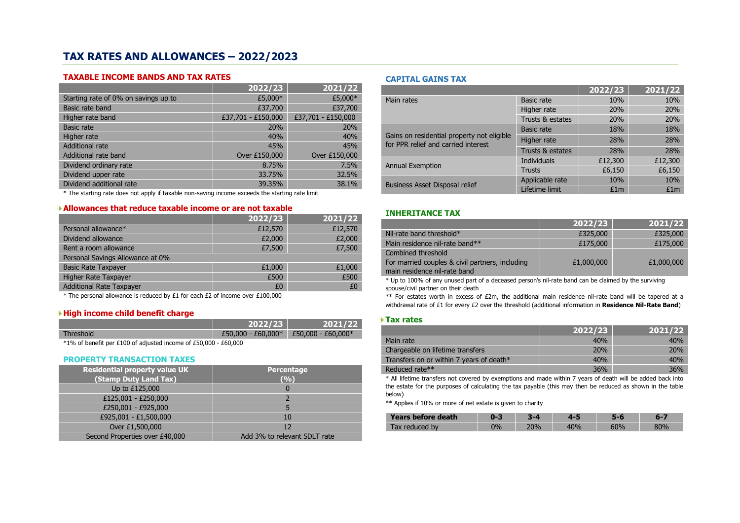# TAX RATES AND ALLOWANCES – 2022/2023

## TAXABLE INCOME BANDS AND TAX RATES

| | 2022/23 | 2021/22 |
|---|---|---|
| Starting rate of 0% on savings up to | £5,000* | £5,000* |
| Basic rate band | £37,700 | £37,700 |
| Higher rate band | £37,701 - £150,000 | £37,701 - £150,000 |
| Basic rate | 20% | 20% |
| Higher rate | 40% | 40% |
| Additional rate | 45% | 45% |
| Additional rate band | Over £150,000 | Over £150,000 |
| Dividend ordinary rate | 8.75% | 7.5% |
| Dividend upper rate | 33.75% | 32.5% |
| Dividend additional rate | 39.35% | 38.1% |

* The starting rate does not apply if taxable non-saving income exceeds the starting rate limit

### Allowances that reduce taxable income or are not taxable

| | 2022/23 | 2021/22 |
|---|---|---|
| Personal allowance* | £12,570 | £12,570 |
| Dividend allowance | £2,000 | £2,000 |
| Rent a room allowance | £7,500 | £7,500 |
| Personal Savings Allowance at 0% | | |
| Basic Rate Taxpayer | £1,000 | £1,000 |
| Higher Rate Taxpayer | £500 | £500 |
| Additional Rate Taxpayer | £0 | £0 |

* The personal allowance is reduced by £1 for each £2 of income over £100,000

### High income child benefit charge

| | 2022/23 | 2021/22 |
|---|---|---|
| Threshold | £50,000 - £60,000* | £50,000 - £60,000* |

*1% of benefit per £100 of adjusted income of £50,000 - £60,000

## PROPERTY TRANSACTION TAXES

| Residential property value UK (Stamp Duty Land Tax) | Percentage (%) |
|---|---|
| Up to £125,000 | 0 |
| £125,001 - £250,000 | 2 |
| £250,001 - £925,000 | 5 |
| £925,001 - £1,500,000 | 10 |
| Over £1,500,000 | 12 |
| Second Properties over £40,000 | Add 3% to relevant SDLT rate |

## CAPITAL GAINS TAX

| | | 2022/23 | 2021/22 |
|---|---|---|---|
| Main rates | Basic rate | 10% | 10% |
| | Higher rate | 20% | 20% |
| | Trusts & estates | 20% | 20% |
| Gains on residential property not eligible for PPR relief and carried interest | Basic rate | 18% | 18% |
| | Higher rate | 28% | 28% |
| | Trusts & estates | 28% | 28% |
| Annual Exemption | Individuals | £12,300 | £12,300 |
| | Trusts | £6,150 | £6,150 |
| Business Asset Disposal relief | Applicable rate | 10% | 10% |
| | Lifetime limit | £1m | £1m |

## INHERITANCE TAX

| | 2022/23 | 2021/22 |
|---|---|---|
| Nil-rate band threshold* | £325,000 | £325,000 |
| Main residence nil-rate band** | £175,000 | £175,000 |
| Combined threshold For married couples & civil partners, including main residence nil-rate band | £1,000,000 | £1,000,000 |

* Up to 100% of any unused part of a deceased person's nil-rate band can be claimed by the surviving spouse/civil partner on their death

** For estates worth in excess of £2m, the additional main residence nil-rate band will be tapered at a withdrawal rate of £1 for every £2 over the threshold (additional information in **Residence Nil-Rate Band**)

### Tax rates

| | 2022/23 | 2021/22 |
|---|---|---|
| Main rate | 40% | 40% |
| Chargeable on lifetime transfers | 20% | 20% |
| Transfers on or within 7 years of death* | 40% | 40% |
| Reduced rate** | 36% | 36% |

* All lifetime transfers not covered by exemptions and made within 7 years of death will be added back into the estate for the purposes of calculating the tax payable (this may then be reduced as shown in the table below)

** Applies if 10% or more of net estate is given to charity

| Years before death | 0-3 | 3-4 | 4-5 | 5-6 | 6-7 |
|---|---|---|---|---|---|
| Tax reduced by | 0% | 20% | 40% | 60% | 80% |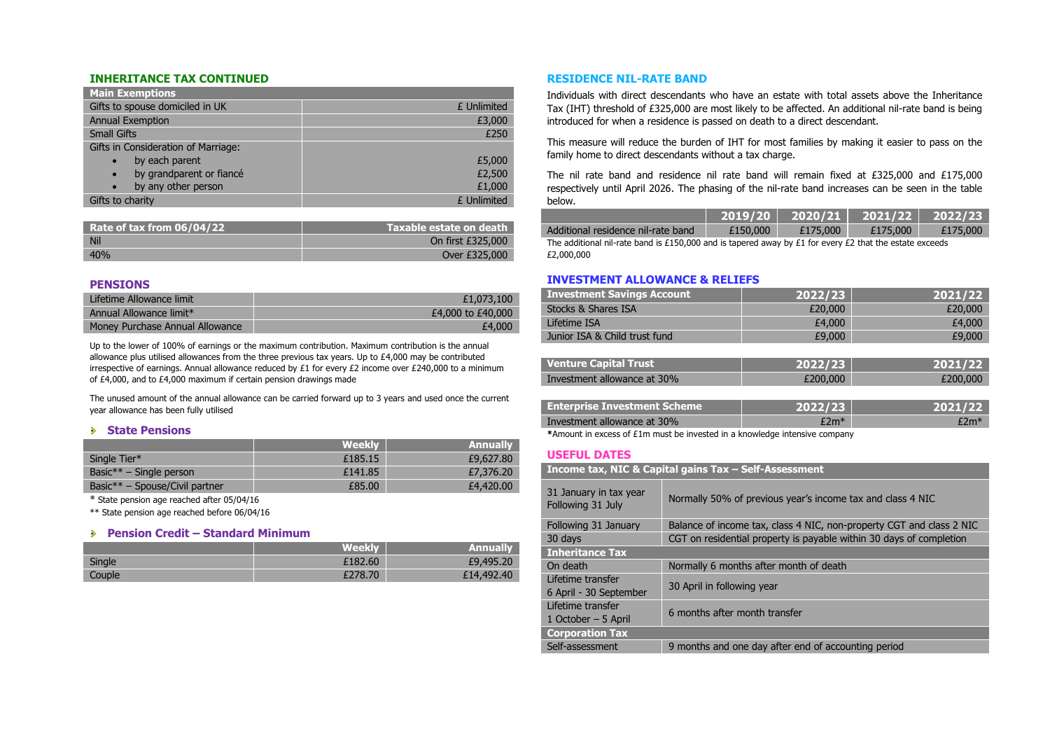## INHERITANCE TAX CONTINUED

| Main Exemptions | |
|---|---|
| Gifts to spouse domiciled in UK | £ Unlimited |
| Annual Exemption | £3,000 |
| Small Gifts | £250 |
| Gifts in Consideration of Marriage: | |
| • by each parent | £5,000 |
| • by grandparent or fiancé | £2,500 |
| • by any other person | £1,000 |
| Gifts to charity | £ Unlimited |

| Rate of tax from 06/04/22 | Taxable estate on death |
|---|---|
| Nil | On first £325,000 |
| 40% | Over £325,000 |

## PENSIONS

| | |
|---|---|
| Lifetime Allowance limit | £1,073,100 |
| Annual Allowance limit* | £4,000 to £40,000 |
| Money Purchase Annual Allowance | £4,000 |

Up to the lower of 100% of earnings or the maximum contribution. Maximum contribution is the annual allowance plus utilised allowances from the three previous tax years. Up to £4,000 may be contributed irrespective of earnings. Annual allowance reduced by £1 for every £2 income over £240,000 to a minimum of £4,000, and to £4,000 maximum if certain pension drawings made

The unused amount of the annual allowance can be carried forward up to 3 years and used once the current year allowance has been fully utilised

### State Pensions

| | Weekly | Annually |
|---|---|---|
| Single Tier* | £185.15 | £9,627.80 |
| Basic** – Single person | £141.85 | £7,376.20 |
| Basic** – Spouse/Civil partner | £85.00 | £4,420.00 |

\* State pension age reached after 05/04/16

** State pension age reached before 06/04/16

### Pension Credit – Standard Minimum

| | Weekly | Annually |
|---|---|---|
| Single | £182.60 | £9,495.20 |
| Couple | £278.70 | £14,492.40 |

## RESIDENCE NIL-RATE BAND

Individuals with direct descendants who have an estate with total assets above the Inheritance Tax (IHT) threshold of £325,000 are most likely to be affected. An additional nil-rate band is being introduced for when a residence is passed on death to a direct descendant.

This measure will reduce the burden of IHT for most families by making it easier to pass on the family home to direct descendants without a tax charge.

The nil rate band and residence nil rate band will remain fixed at £325,000 and £175,000 respectively until April 2026. The phasing of the nil-rate band increases can be seen in the table below.

| | 2019/20 | 2020/21 | 2021/22 | 2022/23 |
|---|---|---|---|---|
| Additional residence nil-rate band | £150,000 | £175,000 | £175,000 | £175,000 |

The additional nil-rate band is £150,000 and is tapered away by £1 for every £2 that the estate exceeds £2,000,000

## INVESTMENT ALLOWANCE & RELIEFS

| Investment Savings Account | 2022/23 | 2021/22 |
|---|---|---|
| Stocks & Shares ISA | £20,000 | £20,000 |
| Lifetime ISA | £4,000 | £4,000 |
| Junior ISA & Child trust fund | £9,000 | £9,000 |

| Venture Capital Trust | 2022/23 | 2021/22 |
|---|---|---|
| Investment allowance at 30% | £200,000 | £200,000 |

| Enterprise Investment Scheme | 2022/23 | 2021/22 |
|---|---|---|
| Investment allowance at 30% | £2m* | £2m* |

**\***Amount in excess of £1m must be invested in a knowledge intensive company

## USEFUL DATES

| Income tax, NIC & Capital gains Tax – Self-Assessment | |
|---|---|
| 31 January in tax year Following 31 July | Normally 50% of previous year's income tax and class 4 NIC |
| Following 31 January | Balance of income tax, class 4 NIC, non-property CGT and class 2 NIC |
| 30 days | CGT on residential property is payable within 30 days of completion |
| **Inheritance Tax** | |
| On death | Normally 6 months after month of death |
| Lifetime transfer 6 April - 30 September | 30 April in following year |
| Lifetime transfer 1 October – 5 April | 6 months after month transfer |
| **Corporation Tax** | |
| Self-assessment | 9 months and one day after end of accounting period |